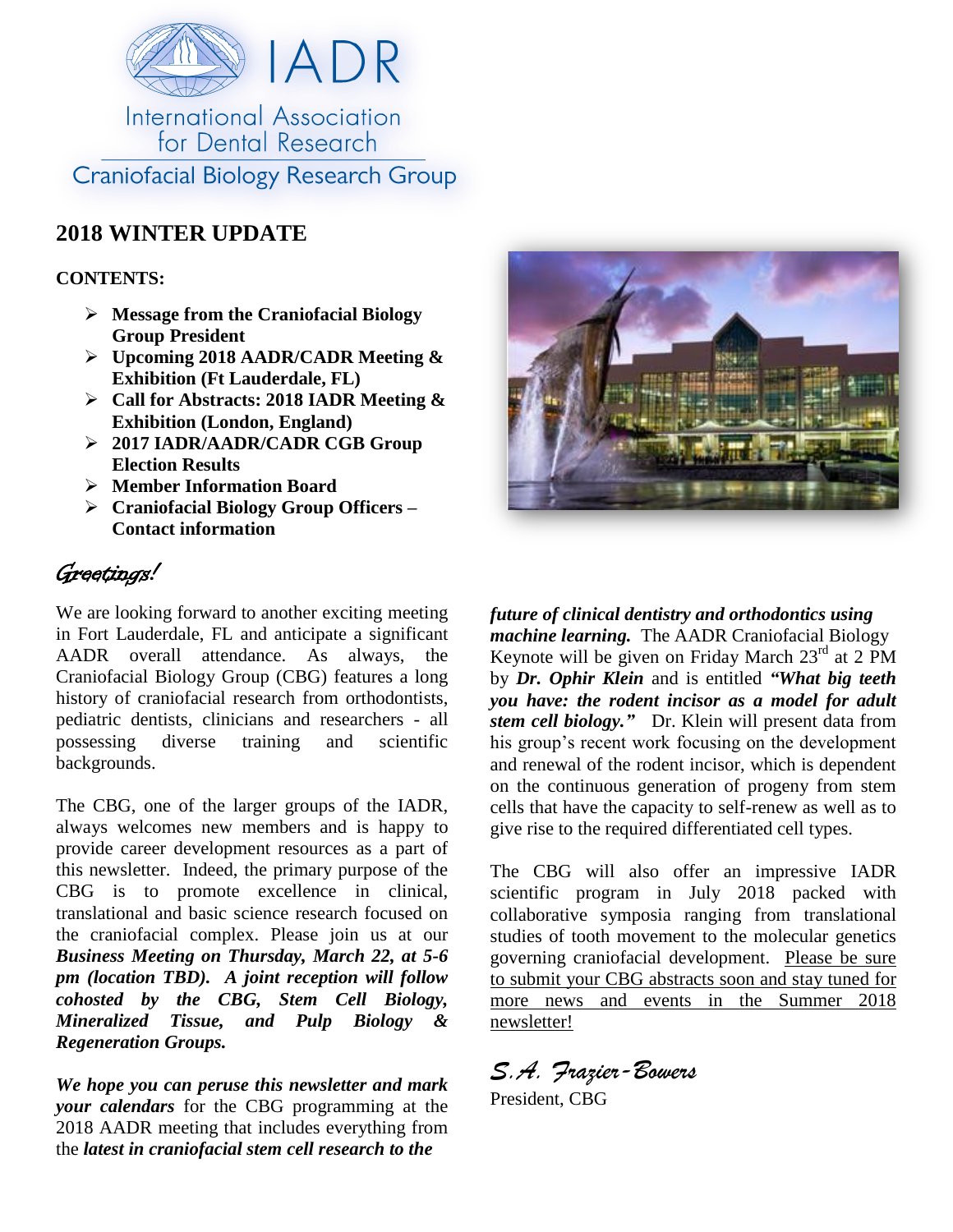IADR

International Association for Dental Research

Craniofacial Biology Research Group

## 2018 WINTER UPDATE

**CONTENTS:**

- **Message from the Craniofacial Biology Group President**
- **Upcoming 2018 AADR/CADR Meeting & Exhibition (Ft Lauderdale, FL)**
- **Call for Abstracts: 2018 IADR Meeting & Exhibition (London, England)**
- **2017 IADR/AADR/CADR CGB Group Election Results**
- **Member Information Board**
- **Craniofacial Biology Group Officers – Contact information**

*Greetings!*

We are looking forward to another exciting meeting in Fort Lauderdale, FL and anticipate a significant AADR overall attendance. As always, the Craniofacial Biology Group (CBG) features a long history of craniofacial research from orthodontists, pediatric dentists, clinicians and researchers - all possessing diverse training and scientific backgrounds.

The CBG, one of the larger groups of the IADR, always welcomes new members and is happy to provide career development resources as a part of this newsletter. Indeed, the primary purpose of the CBG is to promote excellence in clinical, translational and basic science research focused on the craniofacial complex. Please join us at our ***Business Meeting on Thursday, March 22, at 5-6 pm (location TBD). A joint reception will follow cohosted by the CBG, Stem Cell Biology, Mineralized Tissue, and Pulp Biology & Regeneration Groups.***

***We hope you can peruse this newsletter and mark your calendars*** for the CBG programming at the 2018 AADR meeting that includes everything from the ***latest in craniofacial stem cell research to the future of clinical dentistry and orthodontics using machine learning.*** The AADR Craniofacial Biology Keynote will be given on Friday March 23rd at 2 PM by ***Dr. Ophir Klein*** and is entitled ***"What big teeth you have: the rodent incisor as a model for adult stem cell biology."*** Dr. Klein will present data from his group's recent work focusing on the development and renewal of the rodent incisor, which is dependent on the continuous generation of progeny from stem cells that have the capacity to self-renew as well as to give rise to the required differentiated cell types.

The CBG will also offer an impressive IADR scientific program in July 2018 packed with collaborative symposia ranging from translational studies of tooth movement to the molecular genetics governing craniofacial development. Please be sure to submit your CBG abstracts soon and stay tuned for more news and events in the Summer 2018 newsletter!

*S.A. Frazier-Bowers*

President, CBG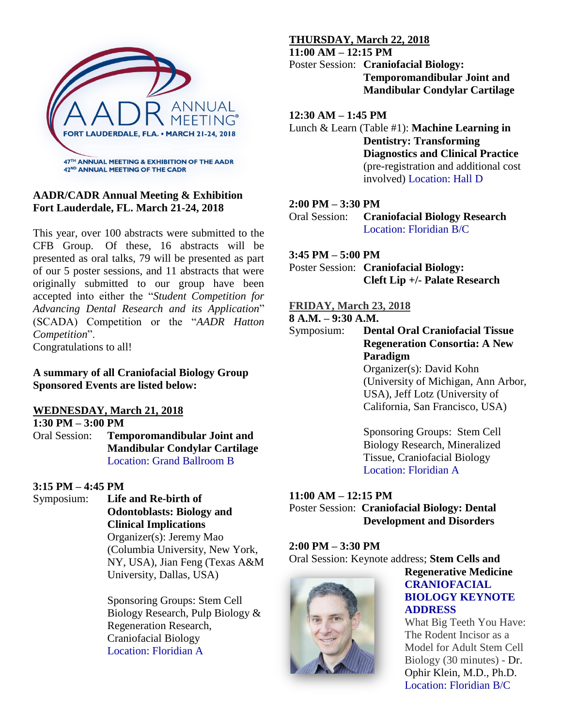AADR ANNUAL MEETING®
FORT LAUDERDALE, FLA. • MARCH 21-24, 2018
47TH ANNUAL MEETING & EXHIBITION OF THE AADR
42ND ANNUAL MEETING OF THE CADR

**AADR/CADR Annual Meeting & Exhibition**
**Fort Lauderdale, FL. March 21-24, 2018**

This year, over 100 abstracts were submitted to the CFB Group. Of these, 16 abstracts will be presented as oral talks, 79 will be presented as part of our 5 poster sessions, and 11 abstracts that were originally submitted to our group have been accepted into either the "*Student Competition for Advancing Dental Research and its Application*" (SCADA) Competition or the "*AADR Hatton Competition*".
Congratulations to all!

**A summary of all Craniofacial Biology Group Sponsored Events are listed below:**

**WEDNESDAY, March 21, 2018**

**1:30 PM – 3:00 PM**
Oral Session: **Temporomandibular Joint and Mandibular Condylar Cartilage**
Location: Grand Ballroom B

**3:15 PM – 4:45 PM**
Symposium: **Life and Re-birth of Odontoblasts: Biology and Clinical Implications**
Organizer(s): Jeremy Mao (Columbia University, New York, NY, USA), Jian Feng (Texas A&M University, Dallas, USA)

Sponsoring Groups: Stem Cell Biology Research, Pulp Biology & Regeneration Research, Craniofacial Biology
Location: Floridian A

**THURSDAY, March 22, 2018**

**11:00 AM – 12:15 PM**
Poster Session: **Craniofacial Biology: Temporomandibular Joint and Mandibular Condylar Cartilage**

**12:30 AM – 1:45 PM**
Lunch & Learn (Table #1): **Machine Learning in Dentistry: Transforming Diagnostics and Clinical Practice** (pre-registration and additional cost involved) Location: Hall D

**2:00 PM – 3:30 PM**
Oral Session: **Craniofacial Biology Research**
Location: Floridian B/C

**3:45 PM – 5:00 PM**
Poster Session: **Craniofacial Biology: Cleft Lip +/- Palate Research**

**FRIDAY, March 23, 2018**

**8 A.M. – 9:30 A.M.**
Symposium: **Dental Oral Craniofacial Tissue Regeneration Consortia: A New Paradigm**
Organizer(s): David Kohn (University of Michigan, Ann Arbor, USA), Jeff Lotz (University of California, San Francisco, USA)

Sponsoring Groups: Stem Cell Biology Research, Mineralized Tissue, Craniofacial Biology
Location: Floridian A

**11:00 AM – 12:15 PM**
Poster Session: **Craniofacial Biology: Dental Development and Disorders**

**2:00 PM – 3:30 PM**
Oral Session: Keynote address; **Stem Cells and Regenerative Medicine**

**CRANIOFACIAL BIOLOGY KEYNOTE ADDRESS**
What Big Teeth You Have: The Rodent Incisor as a Model for Adult Stem Cell Biology (30 minutes) - Dr. Ophir Klein, M.D., Ph.D.
Location: Floridian B/C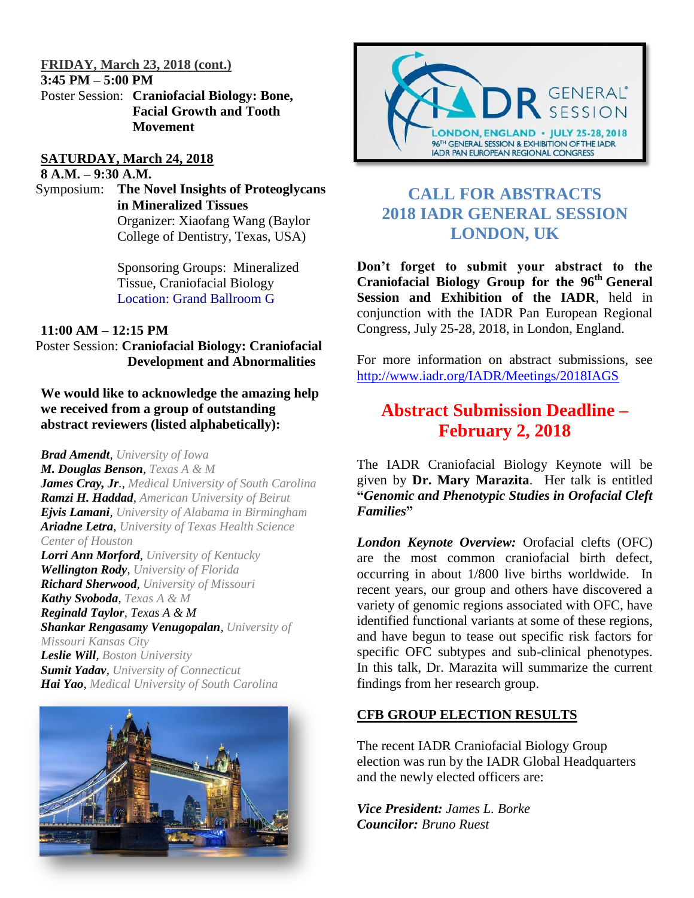**FRIDAY, March 23, 2018 (cont.)**

**3:45 PM – 5:00 PM**

Poster Session: **Craniofacial Biology: Bone, Facial Growth and Tooth Movement**

**SATURDAY, March 24, 2018**

**8 A.M. – 9:30 A.M.**

Symposium: **The Novel Insights of Proteoglycans in Mineralized Tissues**
Organizer: Xiaofang Wang (Baylor College of Dentistry, Texas, USA)

Sponsoring Groups: Mineralized Tissue, Craniofacial Biology
Location: Grand Ballroom G

**11:00 AM – 12:15 PM**

Poster Session: **Craniofacial Biology: Craniofacial Development and Abnormalities**

**We would like to acknowledge the amazing help we received from a group of outstanding abstract reviewers (listed alphabetically):**

***Brad Amendt***, *University of Iowa*
***M. Douglas Benson***, *Texas A & M*
***James Cray, Jr***., *Medical University of South Carolina*
***Ramzi H. Haddad***, *American University of Beirut*
***Ejvis Lamani***, *University of Alabama in Birmingham*
***Ariadne Letra***, *University of Texas Health Science Center of Houston*
***Lorri Ann Morford***, *University of Kentucky*
***Wellington Rody***, *University of Florida*
***Richard Sherwood***, *University of Missouri*
***Kathy Svoboda***, *Texas A & M*
***Reginald Taylor***, *Texas A & M*
***Shankar Rengasamy Venugopalan***, *University of Missouri Kansas City*
***Leslie Will***, *Boston University*
***Sumit Yadav***, *University of Connecticut*
***Hai Yao***, *Medical University of South Carolina*

## CALL FOR ABSTRACTS 2018 IADR GENERAL SESSION LONDON, UK

**Don't forget to submit your abstract to the Craniofacial Biology Group for the 96th General Session and Exhibition of the IADR**, held in conjunction with the IADR Pan European Regional Congress, July 25-28, 2018, in London, England.

For more information on abstract submissions, see http://www.iadr.org/IADR/Meetings/2018IAGS

## Abstract Submission Deadline – February 2, 2018

The IADR Craniofacial Biology Keynote will be given by **Dr. Mary Marazita**. Her talk is entitled **"*Genomic and Phenotypic Studies in Orofacial Cleft Families*"**

***London Keynote Overview:*** Orofacial clefts (OFC) are the most common craniofacial birth defect, occurring in about 1/800 live births worldwide. In recent years, our group and others have discovered a variety of genomic regions associated with OFC, have identified functional variants at some of these regions, and have begun to tease out specific risk factors for specific OFC subtypes and sub-clinical phenotypes. In this talk, Dr. Marazita will summarize the current findings from her research group.

**CFB GROUP ELECTION RESULTS**

The recent IADR Craniofacial Biology Group election was run by the IADR Global Headquarters and the newly elected officers are:

***Vice President:*** *James L. Borke*
***Councilor:*** *Bruno Ruest*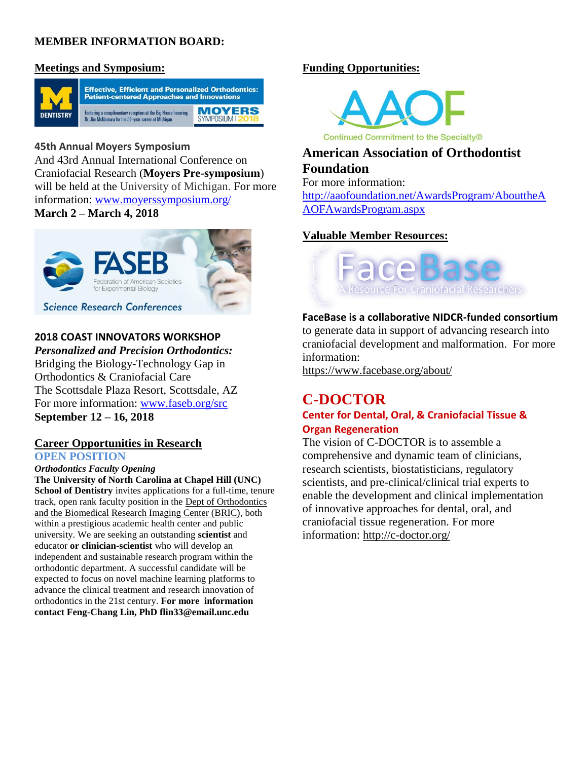# MEMBER INFORMATION BOARD:

## Meetings and Symposium:

Effective, Efficient and Personalized Orthodontics: Patient-centered Approaches and Innovations

Featuring a complimentary reception at the Big House honoring Dr. Jim McNamara for his 50-year career at Michigan

MOYERS SYMPOSIUM | 2018

**45th Annual Moyers Symposium**

And 43rd Annual International Conference on Craniofacial Research (**Moyers Pre-symposium**) will be held at the University of Michigan. For more information: www.moyerssymposium.org/

**March 2 – March 4, 2018**

FASEB Federation of American Societies for Experimental Biology

Science Research Conferences

**2018 COAST INNOVATORS WORKSHOP**

***Personalized and Precision Orthodontics:***

Bridging the Biology-Technology Gap in Orthodontics & Craniofacial Care

The Scottsdale Plaza Resort, Scottsdale, AZ

For more information: www.faseb.org/src

**September 12 – 16, 2018**

## Career Opportunities in Research

**OPEN POSITION**

***Orthodontics Faculty Opening***

**The University of North Carolina at Chapel Hill (UNC) School of Dentistry** invites applications for a full-time, tenure track, open rank faculty position in the Dept of Orthodontics and the Biomedical Research Imaging Center (BRIC), both within a prestigious academic health center and public university. We are seeking an outstanding **scientist** and educator **or clinician-scientist** who will develop an independent and sustainable research program within the orthodontic department. A successful candidate will be expected to focus on novel machine learning platforms to advance the clinical treatment and research innovation of orthodontics in the 21st century. **For more information contact Feng-Chang Lin, PhD flin33@email.unc.edu**

## Funding Opportunities:

AAOF

Continued Commitment to the Specialty®

**American Association of Orthodontist Foundation**

For more information: http://aaofoundation.net/AwardsProgram/AbouttheAAOFAwardsProgram.aspx

## Valuable Member Resources:

FaceBase

A Resource For Craniofacial Researchers

**FaceBase is a collaborative NIDCR-funded consortium** to generate data in support of advancing research into craniofacial development and malformation. For more information: https://www.facebase.org/about/

## C-DOCTOR

### Center for Dental, Oral, & Craniofacial Tissue & Organ Regeneration

The vision of C-DOCTOR is to assemble a comprehensive and dynamic team of clinicians, research scientists, biostatisticians, regulatory scientists, and pre-clinical/clinical trial experts to enable the development and clinical implementation of innovative approaches for dental, oral, and craniofacial tissue regeneration. For more information: http://c-doctor.org/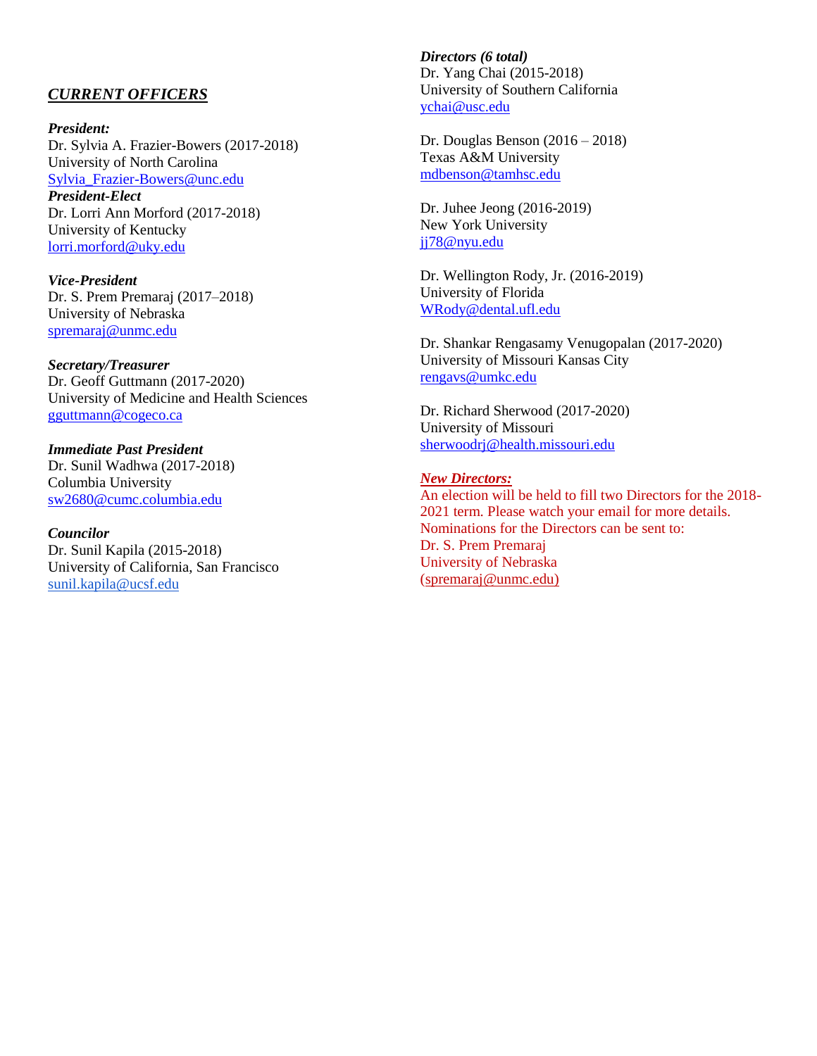## *CURRENT OFFICERS*

***President:***
Dr. Sylvia A. Frazier-Bowers (2017-2018)
University of North Carolina
Sylvia_Frazier-Bowers@unc.edu

***President-Elect***
Dr. Lorri Ann Morford (2017-2018)
University of Kentucky
lorri.morford@uky.edu

***Vice-President***
Dr. S. Prem Premaraj (2017–2018)
University of Nebraska
spremaraj@unmc.edu

***Secretary/Treasurer***
Dr. Geoff Guttmann (2017-2020)
University of Medicine and Health Sciences
gguttmann@cogeco.ca

***Immediate Past President***
Dr. Sunil Wadhwa (2017-2018)
Columbia University
sw2680@cumc.columbia.edu

***Councilor***
Dr. Sunil Kapila (2015-2018)
University of California, San Francisco
sunil.kapila@ucsf.edu

***Directors (6 total)***
Dr. Yang Chai (2015-2018)
University of Southern California
ychai@usc.edu

Dr. Douglas Benson (2016 – 2018)
Texas A&M University
mdbenson@tamhsc.edu

Dr. Juhee Jeong (2016-2019)
New York University
jj78@nyu.edu

Dr. Wellington Rody, Jr. (2016-2019)
University of Florida
WRody@dental.ufl.edu

Dr. Shankar Rengasamy Venugopalan (2017-2020)
University of Missouri Kansas City
rengavs@umkc.edu

Dr. Richard Sherwood (2017-2020)
University of Missouri
sherwoodrj@health.missouri.edu

***New Directors:***
An election will be held to fill two Directors for the 2018-2021 term. Please watch your email for more details.
Nominations for the Directors can be sent to:
Dr. S. Prem Premaraj
University of Nebraska
(spremaraj@unmc.edu)